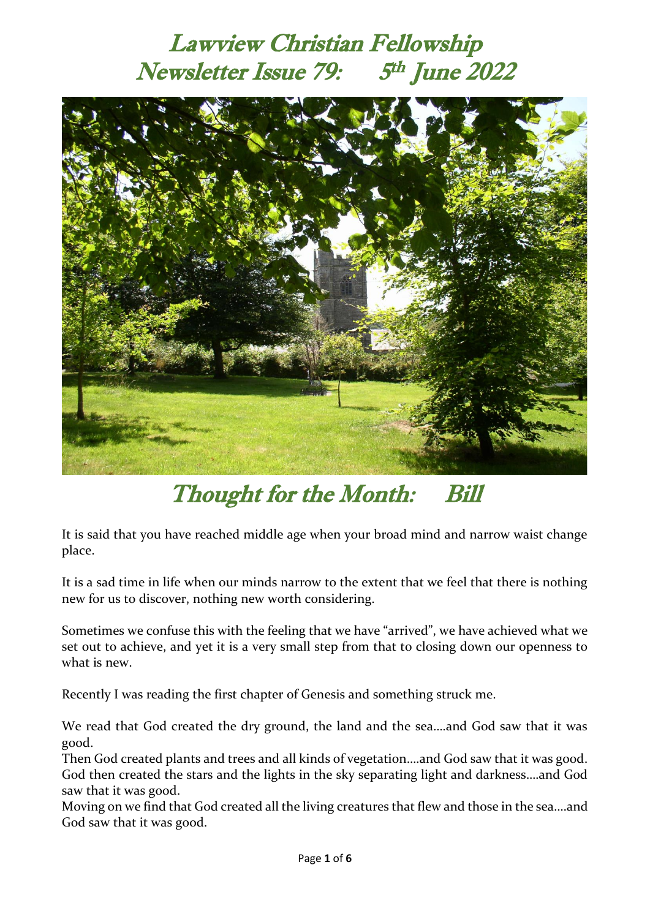# Lawview Christian Fellowship
# Newsletter Issue 79: 5th June 2022

## Thought for the Month: Bill

It is said that you have reached middle age when your broad mind and narrow waist change place.

It is a sad time in life when our minds narrow to the extent that we feel that there is nothing new for us to discover, nothing new worth considering.

Sometimes we confuse this with the feeling that we have "arrived", we have achieved what we set out to achieve, and yet it is a very small step from that to closing down our openness to what is new.

Recently I was reading the first chapter of Genesis and something struck me.

We read that God created the dry ground, the land and the sea….and God saw that it was good.
Then God created plants and trees and all kinds of vegetation….and God saw that it was good.
God then created the stars and the lights in the sky separating light and darkness….and God saw that it was good.
Moving on we find that God created all the living creatures that flew and those in the sea….and God saw that it was good.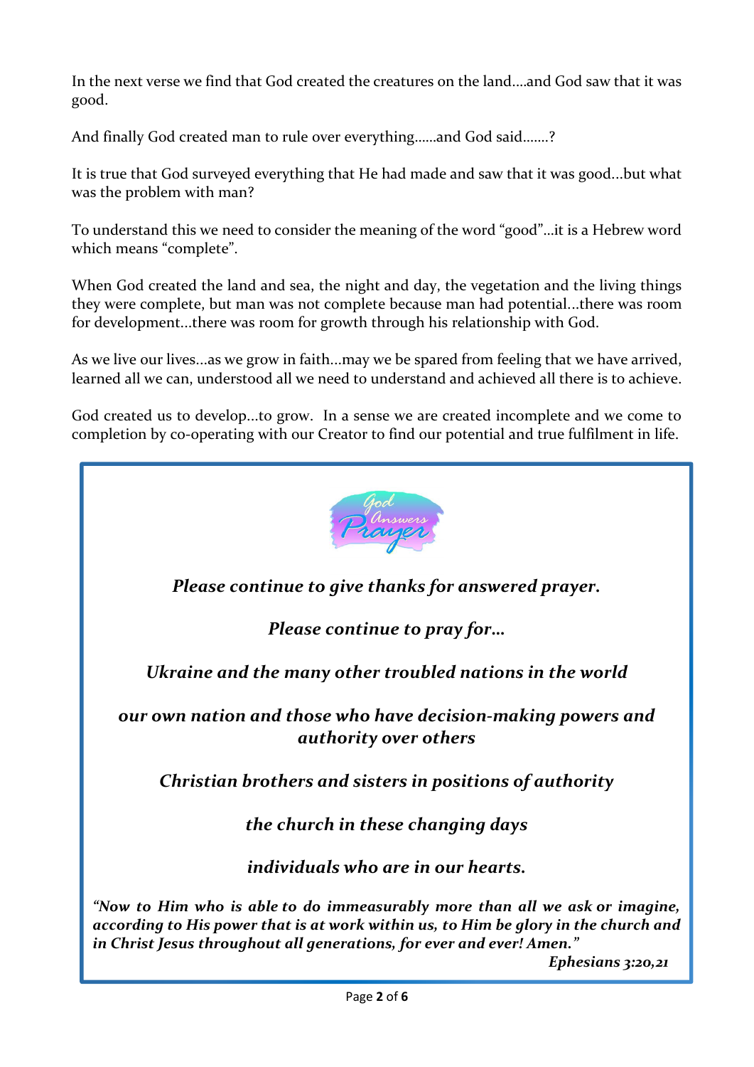In the next verse we find that God created the creatures on the land….and God saw that it was good.

And finally God created man to rule over everything……and God said…….?

It is true that God surveyed everything that He had made and saw that it was good…but what was the problem with man?

To understand this we need to consider the meaning of the word "good"…it is a Hebrew word which means "complete".

When God created the land and sea, the night and day, the vegetation and the living things they were complete, but man was not complete because man had potential…there was room for development…there was room for growth through his relationship with God.

As we live our lives…as we grow in faith…may we be spared from feeling that we have arrived, learned all we can, understood all we need to understand and achieved all there is to achieve.

God created us to develop…to grow. In a sense we are created incomplete and we come to completion by co-operating with our Creator to find our potential and true fulfilment in life.

God Answers Prayer

***Please continue to give thanks for answered prayer.***

***Please continue to pray for…***

***Ukraine and the many other troubled nations in the world***

***our own nation and those who have decision-making powers and authority over others***

***Christian brothers and sisters in positions of authority***

***the church in these changing days***

***individuals who are in our hearts.***

***"Now to Him who is able to do immeasurably more than all we ask or imagine, according to His power that is at work within us, to Him be glory in the church and in Christ Jesus throughout all generations, for ever and ever! Amen."***

***Ephesians 3:20,21***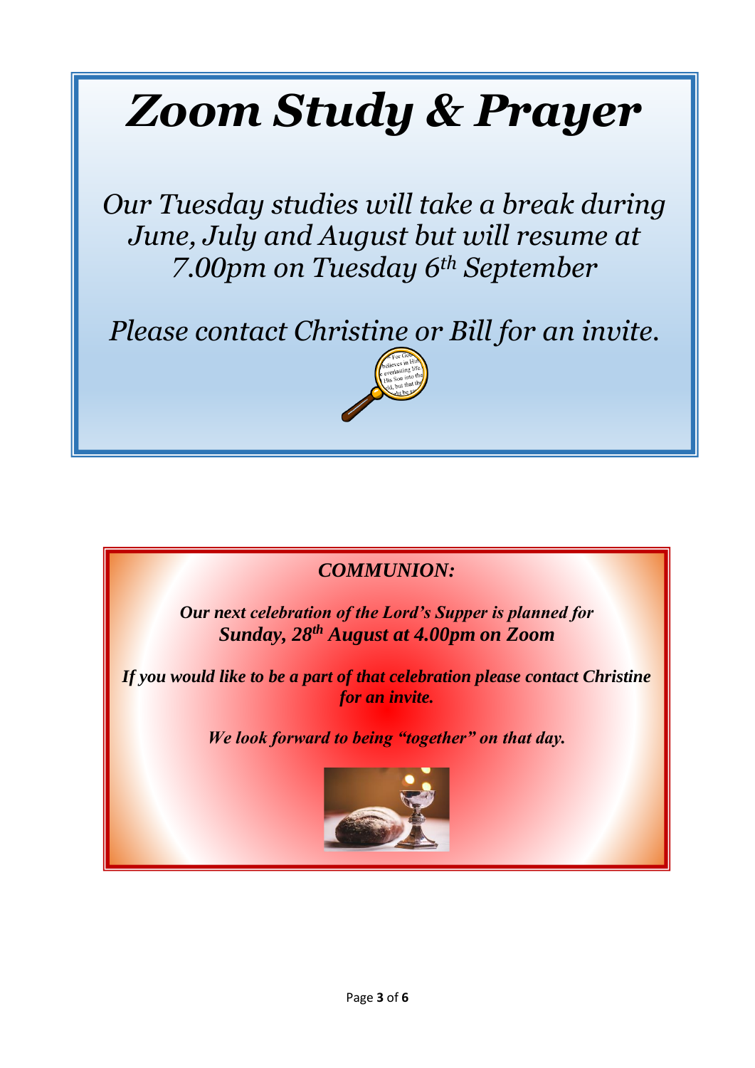# *Zoom Study & Prayer*

*Our Tuesday studies will take a break during June, July and August but will resume at 7.00pm on Tuesday 6th September*

*Please contact Christine or Bill for an invite.*

***COMMUNION:***

***Our next celebration of the Lord's Supper is planned for Sunday, 28th August at 4.00pm on Zoom***

***If you would like to be a part of that celebration please contact Christine for an invite.***

***We look forward to being "together" on that day.***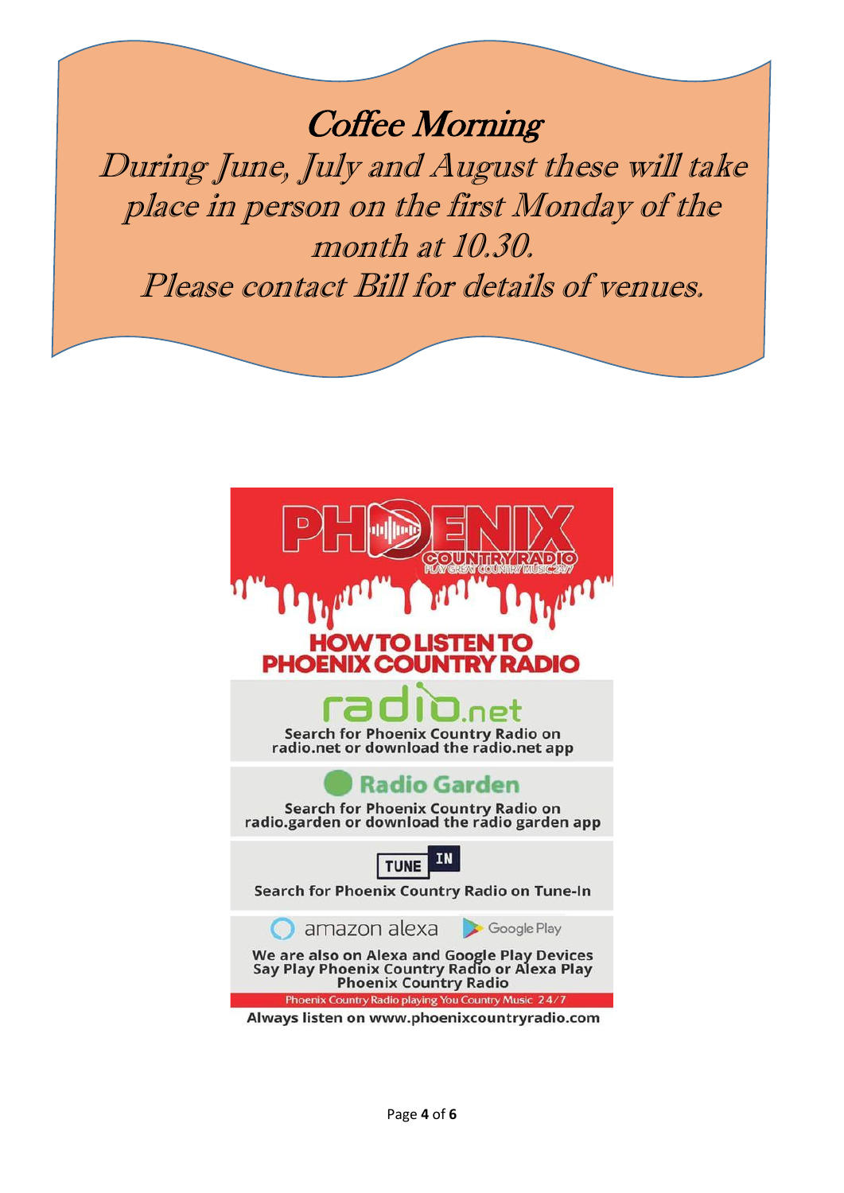# *Coffee Morning*

*During June, July and August these will take place in person on the first Monday of the month at 10.30.*

*Please contact Bill for details of venues.*

PHOENIX COUNTRY RADIO

PLAY GREAT COUNTRY MUSIC 24/7

## HOW TO LISTEN TO PHOENIX COUNTRY RADIO

**radio.net**

Search for Phoenix Country Radio on radio.net or download the radio.net app

**Radio Garden**

Search for Phoenix Country Radio on radio.garden or download the radio garden app

**TUNE IN**

Search for Phoenix Country Radio on Tune-In

**amazon alexa** **Google Play**

We are also on Alexa and Google Play Devices
Say Play Phoenix Country Radio or Alexa Play Phoenix Country Radio

Phoenix Country Radio playing You Country Music 24/7

Always listen on www.phoenixcountryradio.com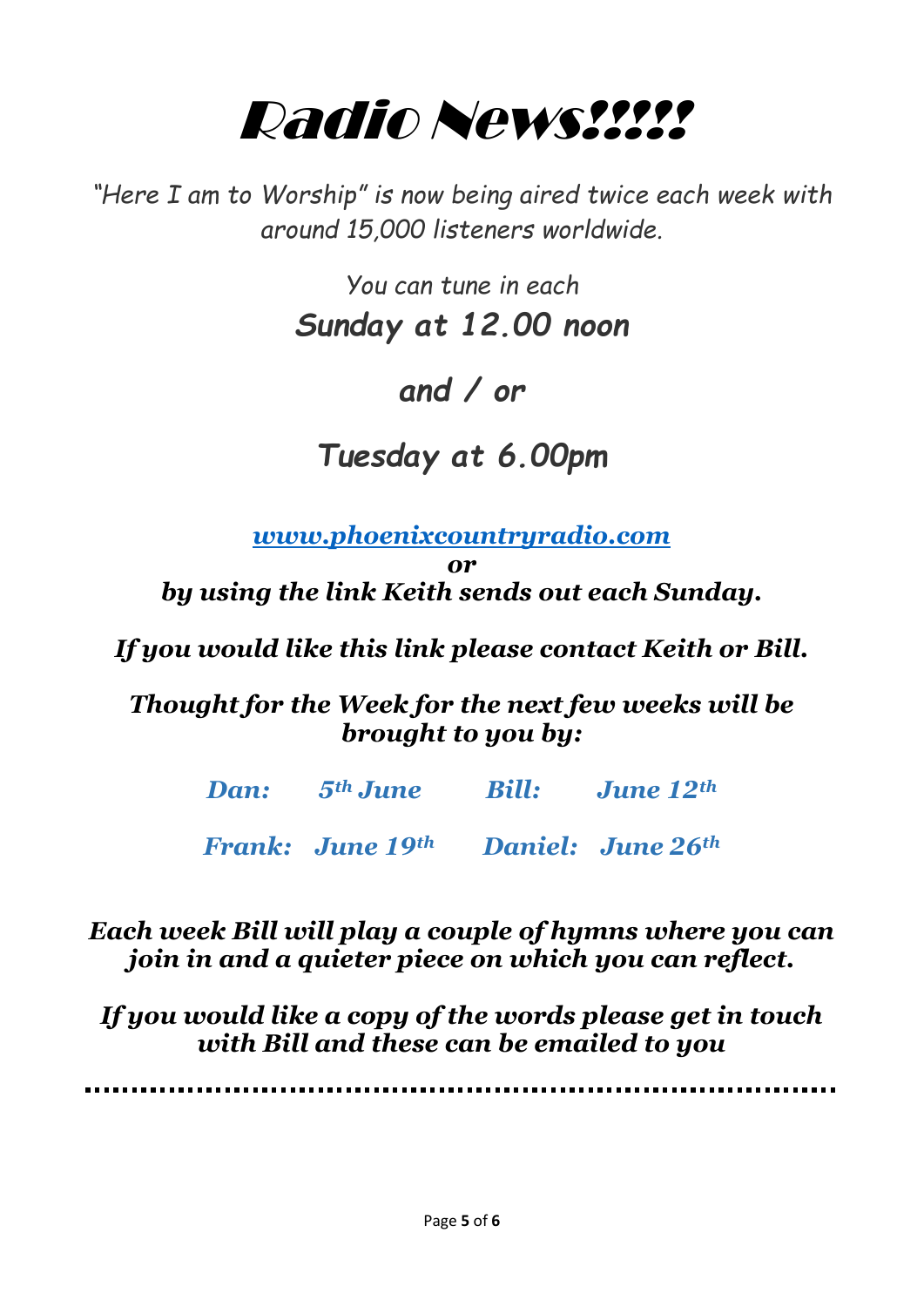# Radio News!!!!!

*"Here I am to Worship" is now being aired twice each week with around 15,000 listeners worldwide.*

*You can tune in each*

***Sunday at 12.00 noon***

***and / or***

***Tuesday at 6.00pm***

***[www.phoenixcountryradio.com](http://www.phoenixcountryradio.com)***

***or***

***by using the link Keith sends out each Sunday.***

***If you would like this link please contact Keith or Bill.***

***Thought for the Week for the next few weeks will be brought to you by:***

***Dan: 5th June   Bill: June 12th***

***Frank: June 19th   Daniel: June 26th***

***Each week Bill will play a couple of hymns where you can join in and a quieter piece on which you can reflect.***

***If you would like a copy of the words please get in touch with Bill and these can be emailed to you***

---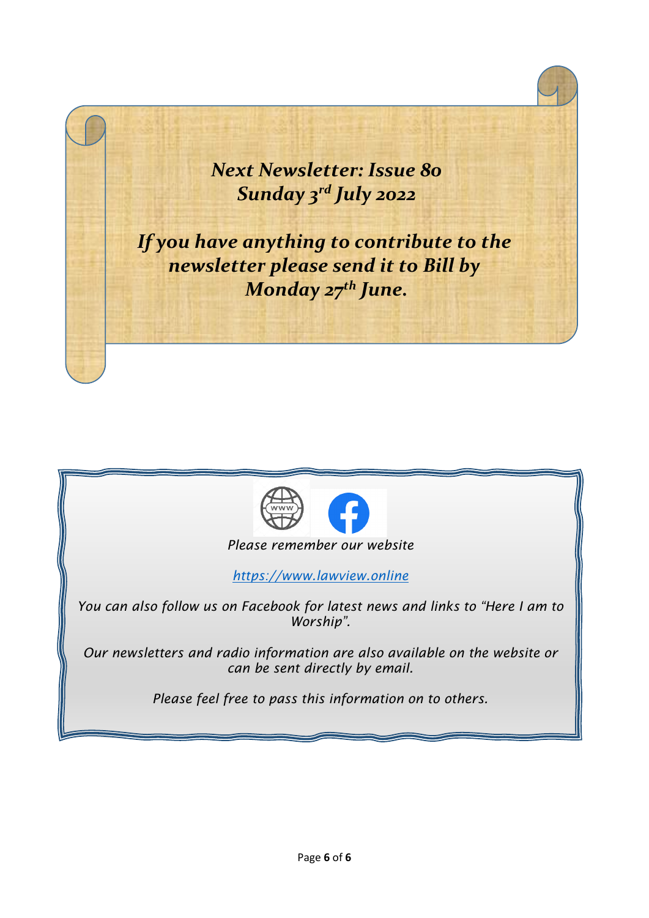***Next Newsletter: Issue 80***
***Sunday 3rd July 2022***

***If you have anything to contribute to the newsletter please send it to Bill by Monday 27th June.***

*Please remember our website*

*[https://www.lawview.online](https://www.lawview.online)*

*You can also follow us on Facebook for latest news and links to "Here I am to Worship".*

*Our newsletters and radio information are also available on the website or can be sent directly by email.*

*Please feel free to pass this information on to others.*